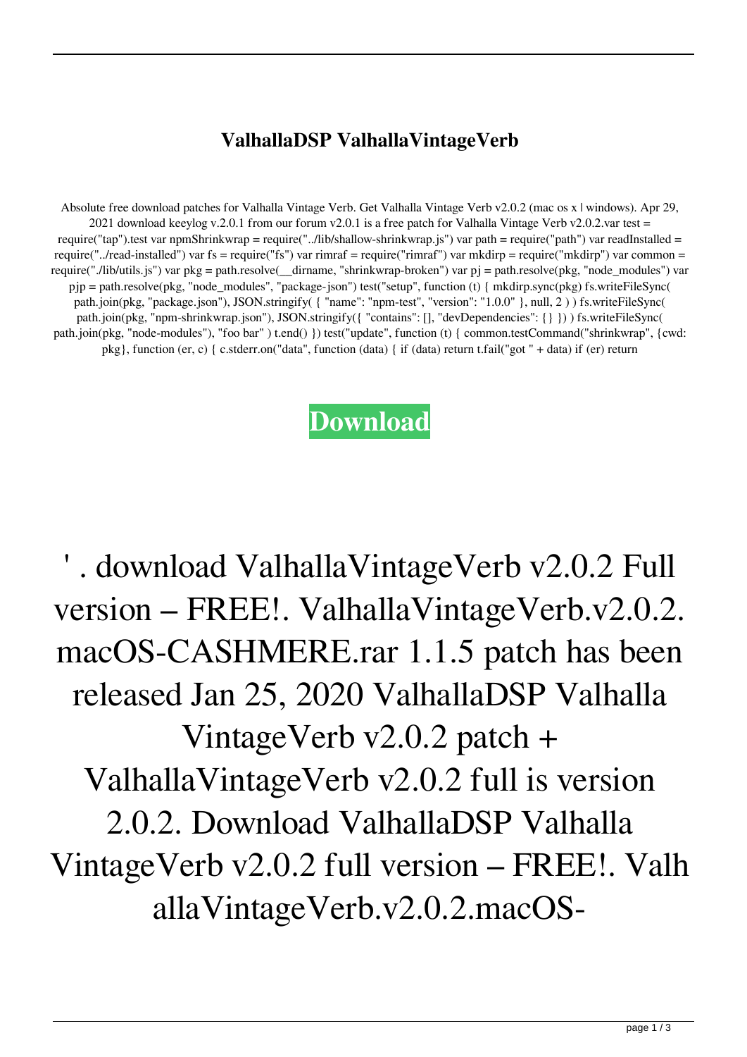# ValhallaDSP ValhallaVintageVerb

Absolute free download patches for Valhalla Vintage Verb. Get Valhalla Vintage Verb v2.0.2 (mac os x | windows). Apr 29, 2021 download keeylog v.2.0.1 from our forum v2.0.1 is a free patch for Valhalla Vintage Verb v2.0.2.var test = require("tap").test var npmShrinkwrap = require("../lib/shallow-shrinkwrap.js") var path = require("path") var readInstalled = require("../read-installed") var fs = require("fs") var rimraf = require("rimraf") var mkdirp = require("mkdirp") var common = require("./lib/utils.js") var pkg = path.resolve(__dirname, "shrinkwrap-broken") var pj = path.resolve(pkg, "node_modules") var pjp = path.resolve(pkg, "node_modules", "package-json") test("setup", function (t) { mkdirp.sync(pkg) fs.writeFileSync( path.join(pkg, "package.json"), JSON.stringify( { "name": "npm-test", "version": "1.0.0" }, null, 2 ) ) fs.writeFileSync( path.join(pkg, "npm-shrinkwrap.json"), JSON.stringify({ "contains": [], "devDependencies": {} }) ) fs.writeFileSync( path.join(pkg, "node-modules"), "foo bar" ) t.end() }) test("update", function (t) { common.testCommand("shrinkwrap", {cwd: pkg}, function (er, c) { c.stderr.on("data", function (data) { if (data) return t.fail("got " + data) if (er) return

**Download**

' . download ValhallaVintageVerb v2.0.2 Full version – FREE!. ValhallaVintageVerb.v2.0.2. macOS-CASHMERE.rar 1.1.5 patch has been released Jan 25, 2020 ValhallaDSP Valhalla VintageVerb v2.0.2 patch + ValhallaVintageVerb v2.0.2 full is version 2.0.2. Download ValhallaDSP Valhalla VintageVerb v2.0.2 full version – FREE!. ValhallaVintageVerb.v2.0.2.macOS-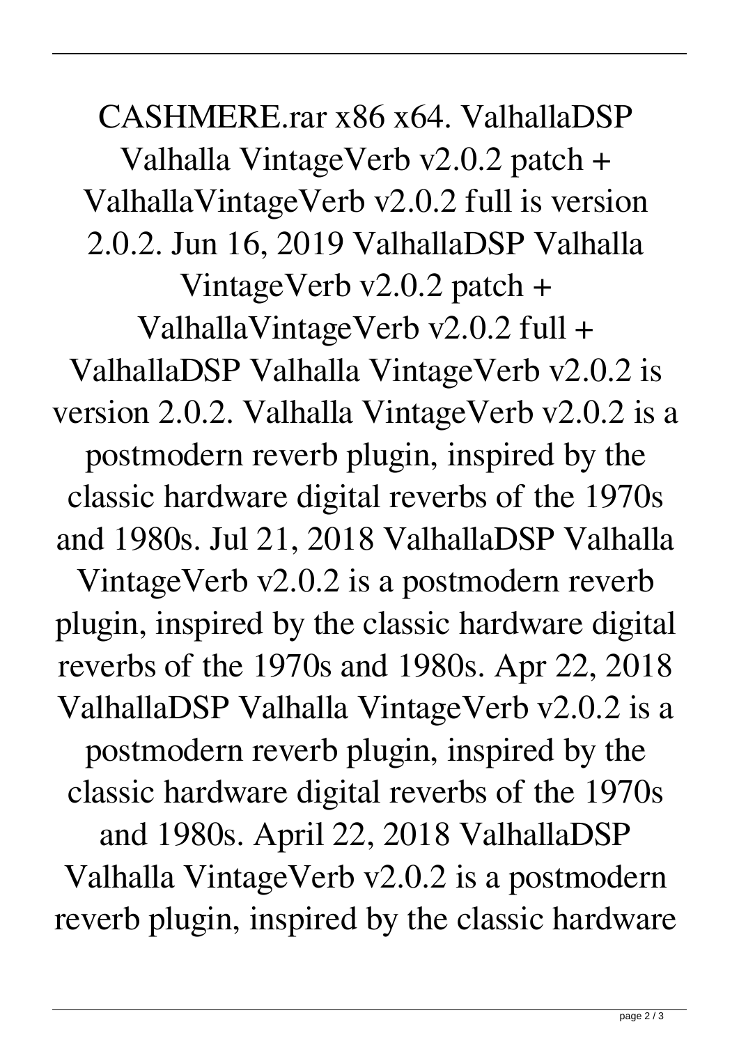CASHMERE.rar x86 x64. ValhallaDSP Valhalla VintageVerb v2.0.2 patch + ValhallaVintageVerb v2.0.2 full is version 2.0.2. Jun 16, 2019 ValhallaDSP Valhalla VintageVerb v2.0.2 patch + ValhallaVintageVerb v2.0.2 full + ValhallaDSP Valhalla VintageVerb v2.0.2 is version 2.0.2. Valhalla VintageVerb v2.0.2 is a postmodern reverb plugin, inspired by the classic hardware digital reverbs of the 1970s and 1980s. Jul 21, 2018 ValhallaDSP Valhalla VintageVerb v2.0.2 is a postmodern reverb plugin, inspired by the classic hardware digital reverbs of the 1970s and 1980s. Apr 22, 2018 ValhallaDSP Valhalla VintageVerb v2.0.2 is a postmodern reverb plugin, inspired by the classic hardware digital reverbs of the 1970s and 1980s. April 22, 2018 ValhallaDSP Valhalla VintageVerb v2.0.2 is a postmodern reverb plugin, inspired by the classic hardware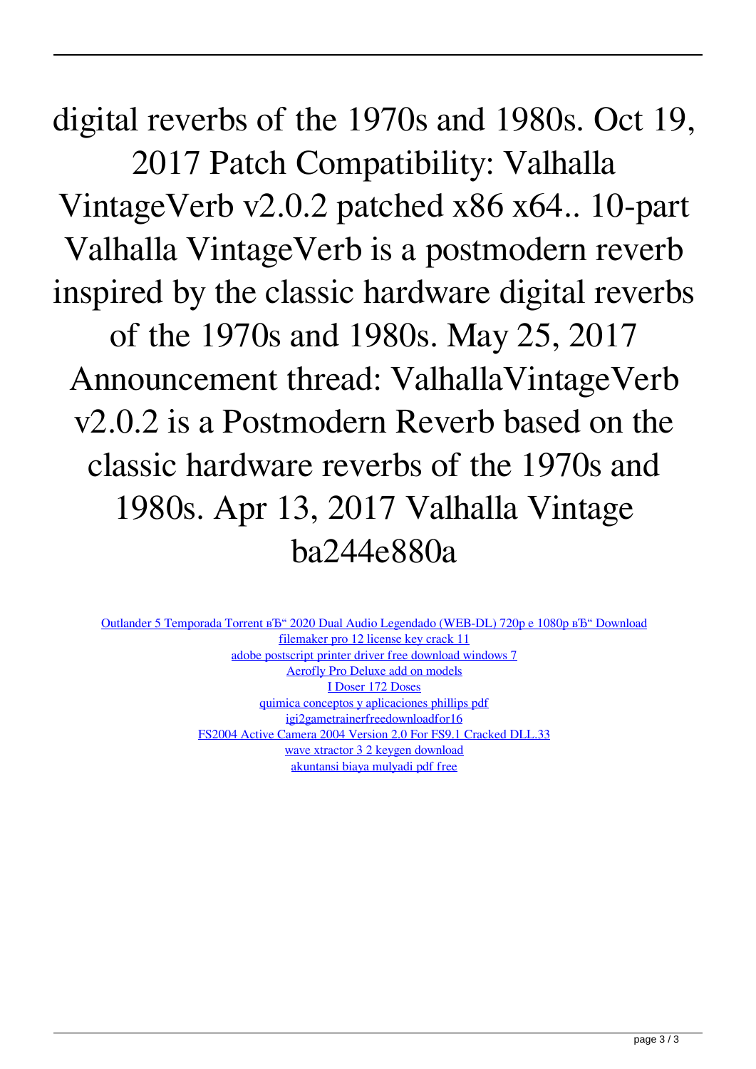digital reverbs of the 1970s and 1980s. Oct 19, 2017 Patch Compatibility: Valhalla VintageVerb v2.0.2 patched x86 x64.. 10-part Valhalla VintageVerb is a postmodern reverb inspired by the classic hardware digital reverbs of the 1970s and 1980s. May 25, 2017 Announcement thread: ValhallaVintageVerb v2.0.2 is a Postmodern Reverb based on the classic hardware reverbs of the 1970s and 1980s. Apr 13, 2017 Valhalla Vintage ba244e880a

Outlander 5 Temporada Torrent вЂ“ 2020 Dual Audio Legendado (WEB-DL) 720p e 1080p вЂ“ Download
filemaker pro 12 license key crack 11
adobe postscript printer driver free download windows 7
Aerofly Pro Deluxe add on models
I Doser 172 Doses
quimica conceptos y aplicaciones phillips pdf
igi2gametrainerfreedownloadfor16
FS2004 Active Camera 2004 Version 2.0 For FS9.1 Cracked DLL.33
wave xtractor 3 2 keygen download
akuntansi biaya mulyadi pdf free